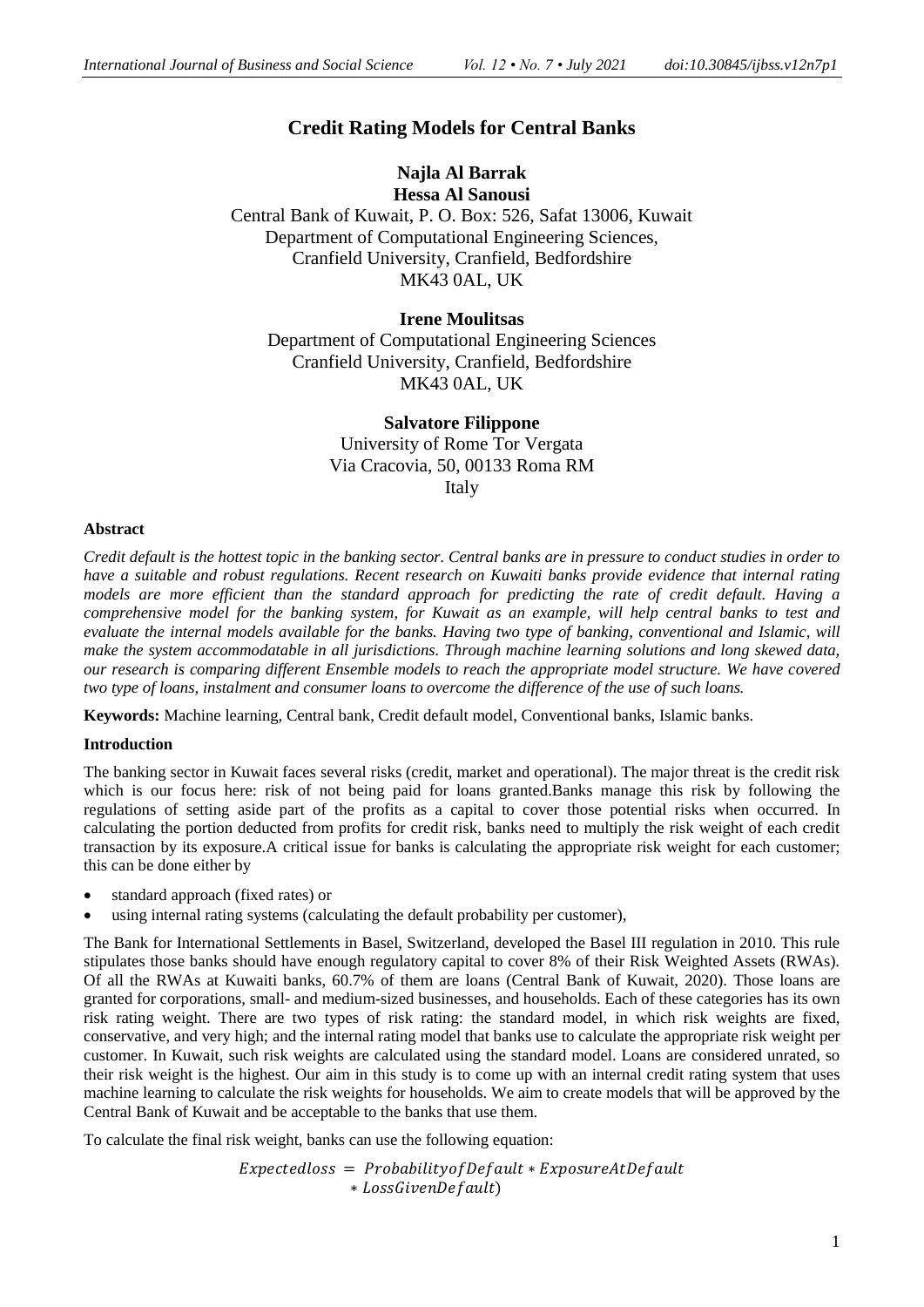# Credit Rating Models for Central Banks

**Najla Al Barrak**
**Hessa Al Sanousi**
Central Bank of Kuwait, P. O. Box: 526, Safat 13006, Kuwait
Department of Computational Engineering Sciences,
Cranfield University, Cranfield, Bedfordshire
MK43 0AL, UK

**Irene Moulitsas**
Department of Computational Engineering Sciences
Cranfield University, Cranfield, Bedfordshire
MK43 0AL, UK

**Salvatore Filippone**
University of Rome Tor Vergata
Via Cracovia, 50, 00133 Roma RM
Italy

### Abstract

*Credit default is the hottest topic in the banking sector. Central banks are in pressure to conduct studies in order to have a suitable and robust regulations. Recent research on Kuwaiti banks provide evidence that internal rating models are more efficient than the standard approach for predicting the rate of credit default. Having a comprehensive model for the banking system, for Kuwait as an example, will help central banks to test and evaluate the internal models available for the banks. Having two type of banking, conventional and Islamic, will make the system accommodatable in all jurisdictions. Through machine learning solutions and long skewed data, our research is comparing different Ensemble models to reach the appropriate model structure. We have covered two type of loans, instalment and consumer loans to overcome the difference of the use of such loans.*

**Keywords:** Machine learning, Central bank, Credit default model, Conventional banks, Islamic banks.

### Introduction

The banking sector in Kuwait faces several risks (credit, market and operational). The major threat is the credit risk which is our focus here: risk of not being paid for loans granted.Banks manage this risk by following the regulations of setting aside part of the profits as a capital to cover those potential risks when occurred. In calculating the portion deducted from profits for credit risk, banks need to multiply the risk weight of each credit transaction by its exposure.A critical issue for banks is calculating the appropriate risk weight for each customer; this can be done either by

- standard approach (fixed rates) or
- using internal rating systems (calculating the default probability per customer),

The Bank for International Settlements in Basel, Switzerland, developed the Basel III regulation in 2010. This rule stipulates those banks should have enough regulatory capital to cover 8% of their Risk Weighted Assets (RWAs). Of all the RWAs at Kuwaiti banks, 60.7% of them are loans (Central Bank of Kuwait, 2020). Those loans are granted for corporations, small- and medium-sized businesses, and households. Each of these categories has its own risk rating weight. There are two types of risk rating: the standard model, in which risk weights are fixed, conservative, and very high; and the internal rating model that banks use to calculate the appropriate risk weight per customer. In Kuwait, such risk weights are calculated using the standard model. Loans are considered unrated, so their risk weight is the highest. Our aim in this study is to come up with an internal credit rating system that uses machine learning to calculate the risk weights for households. We aim to create models that will be approved by the Central Bank of Kuwait and be acceptable to the banks that use them.

To calculate the final risk weight, banks can use the following equation:

$$Expectedloss = ProbabilityofDefault * ExposureAtDefault * LossGivenDefault)$$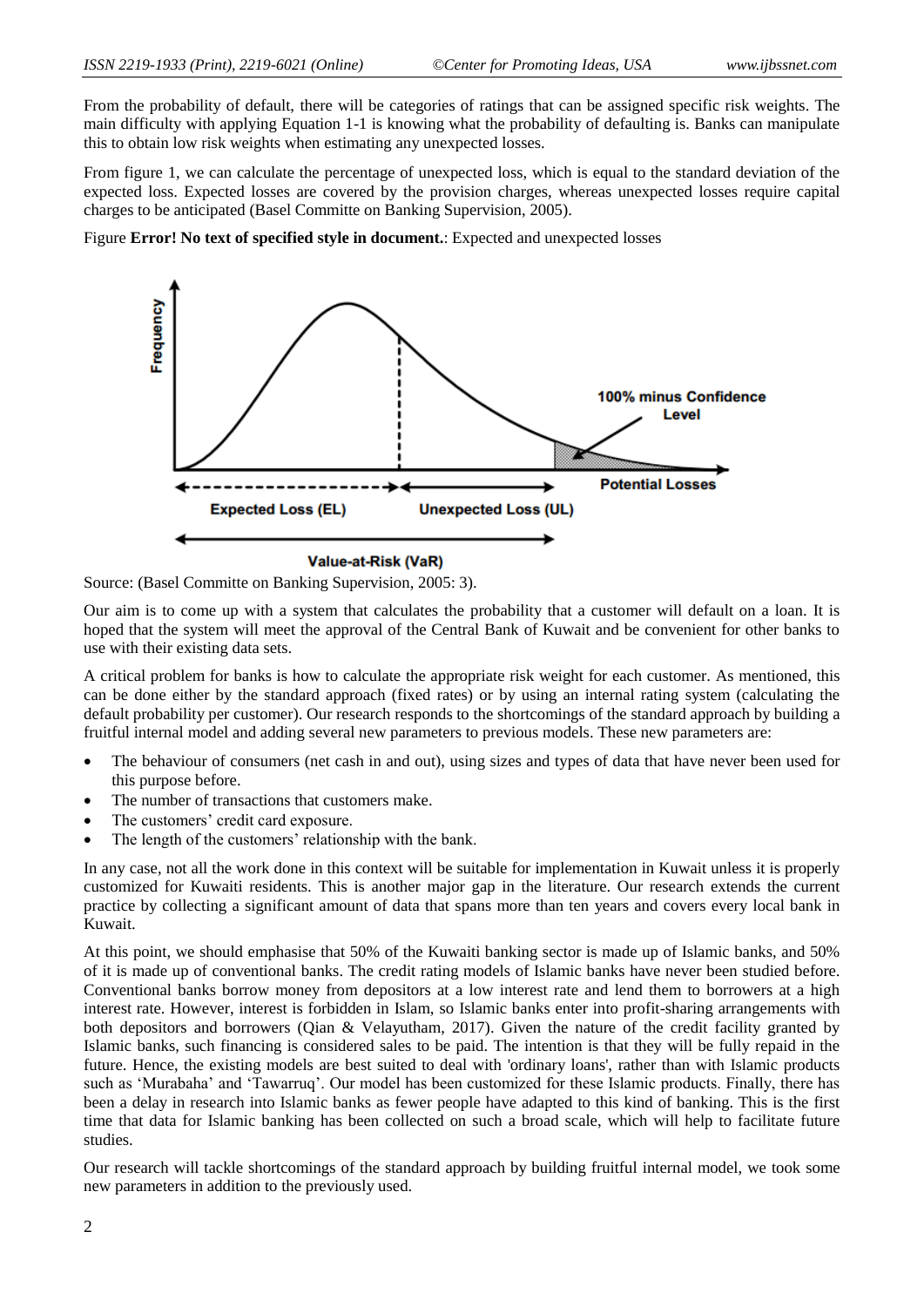From the probability of default, there will be categories of ratings that can be assigned specific risk weights. The main difficulty with applying Equation 1-1 is knowing what the probability of defaulting is. Banks can manipulate this to obtain low risk weights when estimating any unexpected losses.

From figure 1, we can calculate the percentage of unexpected loss, which is equal to the standard deviation of the expected loss. Expected losses are covered by the provision charges, whereas unexpected losses require capital charges to be anticipated (Basel Committe on Banking Supervision, 2005).

Figure **Error! No text of specified style in document.**: Expected and unexpected losses

Source: (Basel Committe on Banking Supervision, 2005: 3).

Our aim is to come up with a system that calculates the probability that a customer will default on a loan. It is hoped that the system will meet the approval of the Central Bank of Kuwait and be convenient for other banks to use with their existing data sets.

A critical problem for banks is how to calculate the appropriate risk weight for each customer. As mentioned, this can be done either by the standard approach (fixed rates) or by using an internal rating system (calculating the default probability per customer). Our research responds to the shortcomings of the standard approach by building a fruitful internal model and adding several new parameters to previous models. These new parameters are:

- The behaviour of consumers (net cash in and out), using sizes and types of data that have never been used for this purpose before.
- The number of transactions that customers make.
- The customers' credit card exposure.
- The length of the customers' relationship with the bank.

In any case, not all the work done in this context will be suitable for implementation in Kuwait unless it is properly customized for Kuwaiti residents. This is another major gap in the literature. Our research extends the current practice by collecting a significant amount of data that spans more than ten years and covers every local bank in Kuwait.

At this point, we should emphasise that 50% of the Kuwaiti banking sector is made up of Islamic banks, and 50% of it is made up of conventional banks. The credit rating models of Islamic banks have never been studied before. Conventional banks borrow money from depositors at a low interest rate and lend them to borrowers at a high interest rate. However, interest is forbidden in Islam, so Islamic banks enter into profit-sharing arrangements with both depositors and borrowers (Qian & Velayutham, 2017). Given the nature of the credit facility granted by Islamic banks, such financing is considered sales to be paid. The intention is that they will be fully repaid in the future. Hence, the existing models are best suited to deal with 'ordinary loans', rather than with Islamic products such as 'Murabaha' and 'Tawarruq'. Our model has been customized for these Islamic products. Finally, there has been a delay in research into Islamic banks as fewer people have adapted to this kind of banking. This is the first time that data for Islamic banking has been collected on such a broad scale, which will help to facilitate future studies.

Our research will tackle shortcomings of the standard approach by building fruitful internal model, we took some new parameters in addition to the previously used.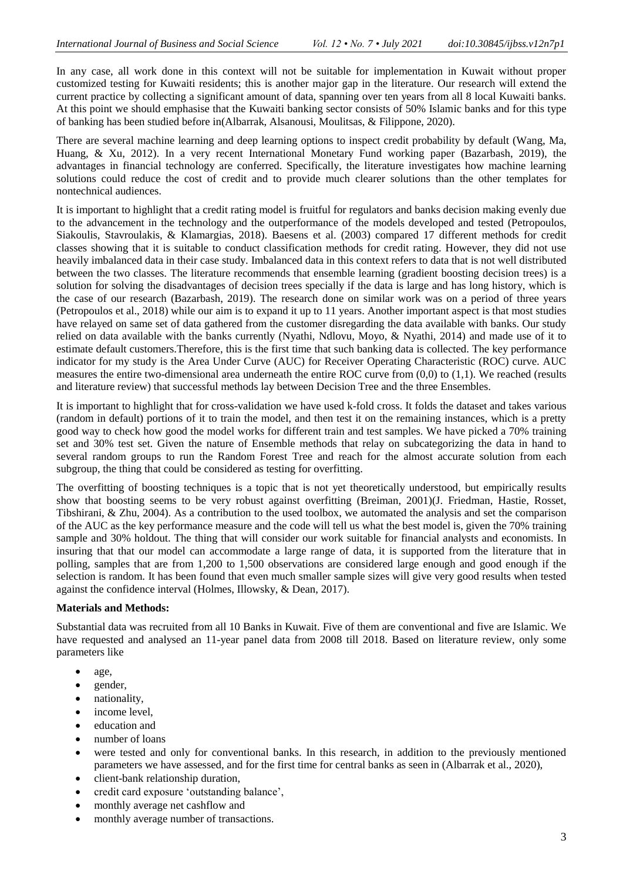In any case, all work done in this context will not be suitable for implementation in Kuwait without proper customized testing for Kuwaiti residents; this is another major gap in the literature. Our research will extend the current practice by collecting a significant amount of data, spanning over ten years from all 8 local Kuwaiti banks. At this point we should emphasise that the Kuwaiti banking sector consists of 50% Islamic banks and for this type of banking has been studied before in(Albarrak, Alsanousi, Moulitsas, & Filippone, 2020).

There are several machine learning and deep learning options to inspect credit probability by default (Wang, Ma, Huang, & Xu, 2012). In a very recent International Monetary Fund working paper (Bazarbash, 2019), the advantages in financial technology are conferred. Specifically, the literature investigates how machine learning solutions could reduce the cost of credit and to provide much clearer solutions than the other templates for nontechnical audiences.

It is important to highlight that a credit rating model is fruitful for regulators and banks decision making evenly due to the advancement in the technology and the outperformance of the models developed and tested (Petropoulos, Siakoulis, Stavroulakis, & Klamargias, 2018). Baesens et al. (2003) compared 17 different methods for credit classes showing that it is suitable to conduct classification methods for credit rating. However, they did not use heavily imbalanced data in their case study. Imbalanced data in this context refers to data that is not well distributed between the two classes. The literature recommends that ensemble learning (gradient boosting decision trees) is a solution for solving the disadvantages of decision trees specially if the data is large and has long history, which is the case of our research (Bazarbash, 2019). The research done on similar work was on a period of three years (Petropoulos et al., 2018) while our aim is to expand it up to 11 years. Another important aspect is that most studies have relayed on same set of data gathered from the customer disregarding the data available with banks. Our study relied on data available with the banks currently (Nyathi, Ndlovu, Moyo, & Nyathi, 2014) and made use of it to estimate default customers.Therefore, this is the first time that such banking data is collected. The key performance indicator for my study is the Area Under Curve (AUC) for Receiver Operating Characteristic (ROC) curve. AUC measures the entire two-dimensional area underneath the entire ROC curve from (0,0) to (1,1). We reached (results and literature review) that successful methods lay between Decision Tree and the three Ensembles.

It is important to highlight that for cross-validation we have used k-fold cross. It folds the dataset and takes various (random in default) portions of it to train the model, and then test it on the remaining instances, which is a pretty good way to check how good the model works for different train and test samples. We have picked a 70% training set and 30% test set. Given the nature of Ensemble methods that relay on subcategorizing the data in hand to several random groups to run the Random Forest Tree and reach for the almost accurate solution from each subgroup, the thing that could be considered as testing for overfitting.

The overfitting of boosting techniques is a topic that is not yet theoretically understood, but empirically results show that boosting seems to be very robust against overfitting (Breiman, 2001)(J. Friedman, Hastie, Rosset, Tibshirani, & Zhu, 2004). As a contribution to the used toolbox, we automated the analysis and set the comparison of the AUC as the key performance measure and the code will tell us what the best model is, given the 70% training sample and 30% holdout. The thing that will consider our work suitable for financial analysts and economists. In insuring that that our model can accommodate a large range of data, it is supported from the literature that in polling, samples that are from 1,200 to 1,500 observations are considered large enough and good enough if the selection is random. It has been found that even much smaller sample sizes will give very good results when tested against the confidence interval (Holmes, Illowsky, & Dean, 2017).

**Materials and Methods:**

Substantial data was recruited from all 10 Banks in Kuwait. Five of them are conventional and five are Islamic. We have requested and analysed an 11-year panel data from 2008 till 2018. Based on literature review, only some parameters like

- age,
- gender,
- nationality,
- income level,
- education and
- number of loans
- were tested and only for conventional banks. In this research, in addition to the previously mentioned parameters we have assessed, and for the first time for central banks as seen in (Albarrak et al., 2020),
- client-bank relationship duration,
- credit card exposure 'outstanding balance',
- monthly average net cashflow and
- monthly average number of transactions.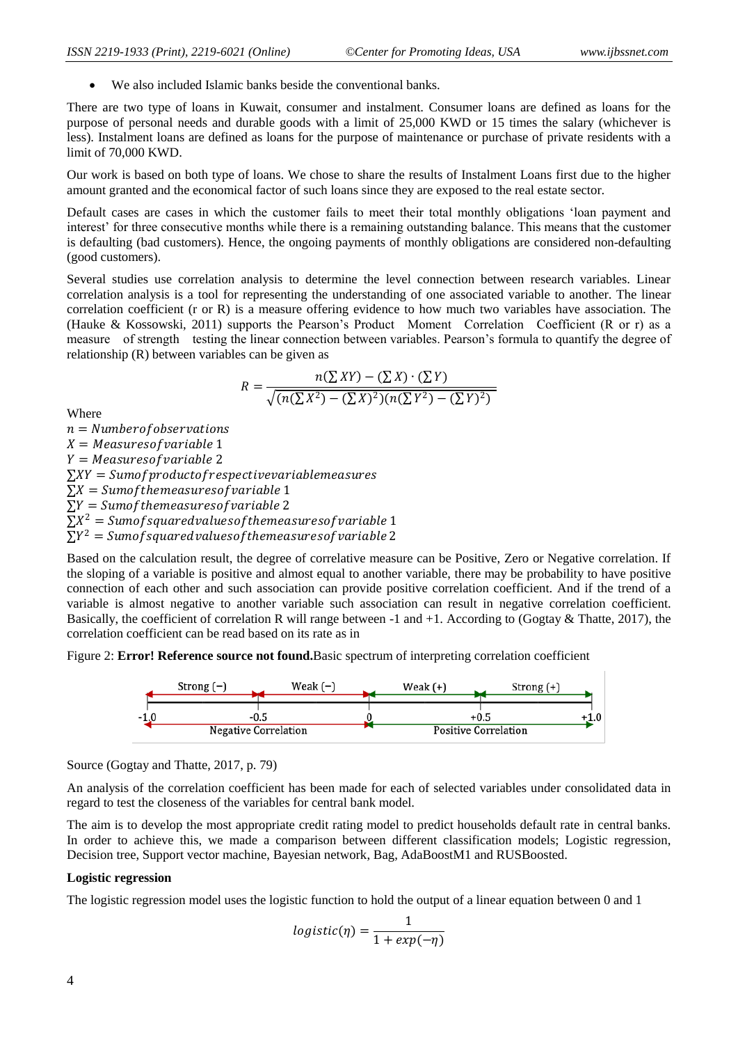- We also included Islamic banks beside the conventional banks.

There are two type of loans in Kuwait, consumer and instalment. Consumer loans are defined as loans for the purpose of personal needs and durable goods with a limit of 25,000 KWD or 15 times the salary (whichever is less). Instalment loans are defined as loans for the purpose of maintenance or purchase of private residents with a limit of 70,000 KWD.

Our work is based on both type of loans. We chose to share the results of Instalment Loans first due to the higher amount granted and the economical factor of such loans since they are exposed to the real estate sector.

Default cases are cases in which the customer fails to meet their total monthly obligations 'loan payment and interest' for three consecutive months while there is a remaining outstanding balance. This means that the customer is defaulting (bad customers). Hence, the ongoing payments of monthly obligations are considered non-defaulting (good customers).

Several studies use correlation analysis to determine the level connection between research variables. Linear correlation analysis is a tool for representing the understanding of one associated variable to another. The linear correlation coefficient (r or R) is a measure offering evidence to how much two variables have association. The (Hauke & Kossowski, 2011) supports the Pearson's Product Moment Correlation Coefficient (R or r) as a measure of strength testing the linear connection between variables. Pearson's formula to quantify the degree of relationship (R) between variables can be given as

$$R = \frac{n(\sum XY) - (\sum X) \cdot (\sum Y)}{\sqrt{(n(\sum X^2) - (\sum X)^2)(n(\sum Y^2) - (\sum Y)^2)}}$$

Where

$n = Number of observations$
$X = Measures of variable\ 1$
$Y = Measures of variable\ 2$
$\sum XY = Sum of product of respective variable measures$
$\sum X = Sum of the measures of variable\ 1$
$\sum Y = Sum of the measures of variable\ 2$
$\sum X^2 = Sum of squared values of the measures of variable\ 1$
$\sum Y^2 = Sum of squared values of the measures of variable\ 2$

Based on the calculation result, the degree of correlative measure can be Positive, Zero or Negative correlation. If the sloping of a variable is positive and almost equal to another variable, there may be probability to have positive connection of each other and such association can provide positive correlation coefficient. And if the trend of a variable is almost negative to another variable such association can result in negative correlation coefficient. Basically, the coefficient of correlation R will range between -1 and +1. According to (Gogtay & Thatte, 2017), the correlation coefficient can be read based on its rate as in

Figure 2: **Error! Reference source not found.** Basic spectrum of interpreting correlation coefficient

Strong (−) | Weak (−) | Weak (+) | Strong (+)

-1.0 | -0.5 | 0 | +0.5 | +1.0

Negative Correlation | Positive Correlation

Source (Gogtay and Thatte, 2017, p. 79)

An analysis of the correlation coefficient has been made for each of selected variables under consolidated data in regard to test the closeness of the variables for central bank model.

The aim is to develop the most appropriate credit rating model to predict households default rate in central banks. In order to achieve this, we made a comparison between different classification models; Logistic regression, Decision tree, Support vector machine, Bayesian network, Bag, AdaBoostM1 and RUSBoosted.

**Logistic regression**

The logistic regression model uses the logistic function to hold the output of a linear equation between 0 and 1

$$logistic(\eta) = \frac{1}{1 + exp(-\eta)}$$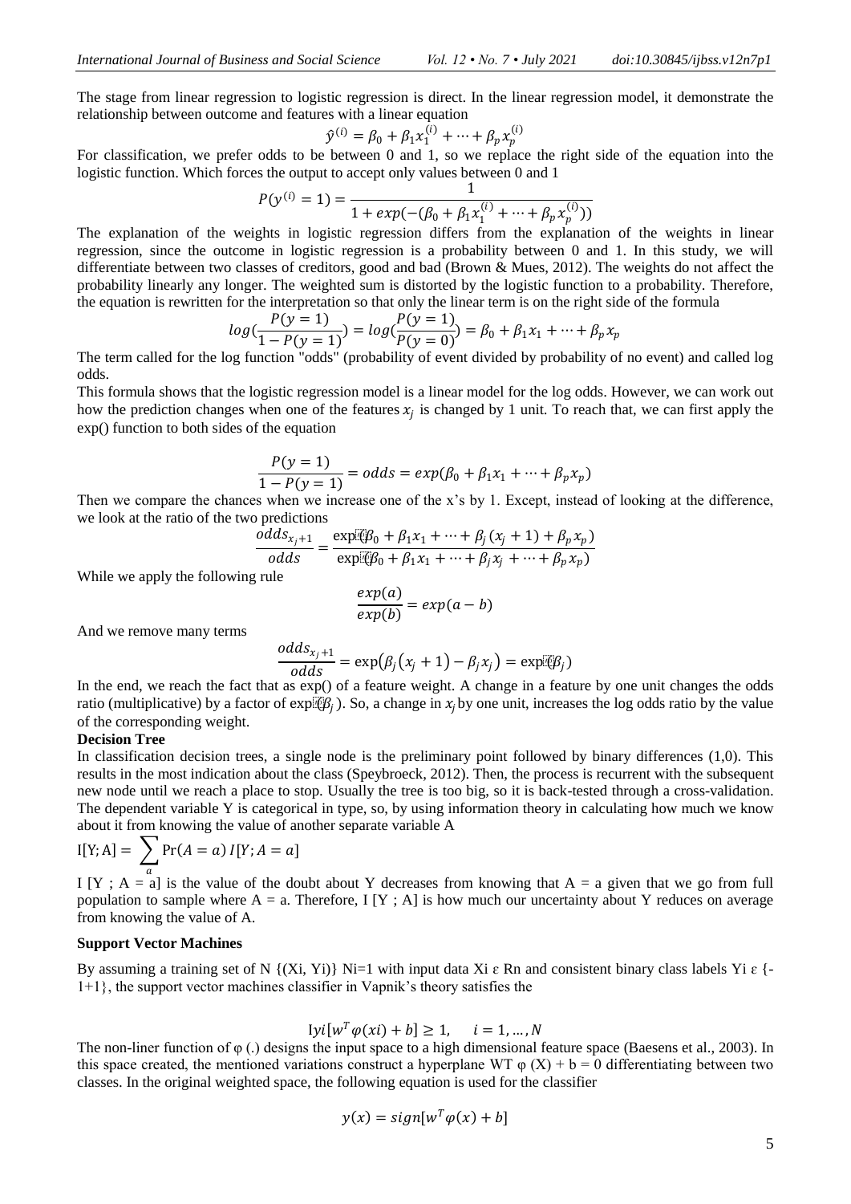The stage from linear regression to logistic regression is direct. In the linear regression model, it demonstrate the relationship between outcome and features with a linear equation

$$\hat{y}^{(i)} = \beta_0 + \beta_1 x_1^{(i)} + \cdots + \beta_p x_p^{(i)}$$

For classification, we prefer odds to be between 0 and 1, so we replace the right side of the equation into the logistic function. Which forces the output to accept only values between 0 and 1

$$P(y^{(i)} = 1) = \frac{1}{1 + exp(-(\beta_0 + \beta_1 x_1^{(i)} + \cdots + \beta_p x_p^{(i)}))}$$

The explanation of the weights in logistic regression differs from the explanation of the weights in linear regression, since the outcome in logistic regression is a probability between 0 and 1. In this study, we will differentiate between two classes of creditors, good and bad (Brown & Mues, 2012). The weights do not affect the probability linearly any longer. The weighted sum is distorted by the logistic function to a probability. Therefore, the equation is rewritten for the interpretation so that only the linear term is on the right side of the formula

$$log(\frac{P(y=1)}{1-P(y=1)}) = log(\frac{P(y=1)}{P(y=0)}) = \beta_0 + \beta_1 x_1 + \cdots + \beta_p x_p$$

The term called for the log function "odds" (probability of event divided by probability of no event) and called log odds.

This formula shows that the logistic regression model is a linear model for the log odds. However, we can work out how the prediction changes when one of the features $x_j$ is changed by 1 unit. To reach that, we can first apply the exp() function to both sides of the equation

$$\frac{P(y=1)}{1-P(y=1)} = odds = exp(\beta_0 + \beta_1 x_1 + \cdots + \beta_p x_p)$$

Then we compare the chances when we increase one of the x's by 1. Except, instead of looking at the difference, we look at the ratio of the two predictions

$$\frac{odds_{x_j+1}}{odds} = \frac{\exp(\beta_0 + \beta_1 x_1 + \cdots + \beta_j (x_j + 1) + \beta_p x_p)}{\exp(\beta_0 + \beta_1 x_1 + \cdots + \beta_j x_j + \cdots + \beta_p x_p)}$$

While we apply the following rule

$$\frac{exp(a)}{exp(b)} = exp(a-b)$$

And we remove many terms

$$\frac{odds_{x_j+1}}{odds} = \exp(\beta_j(x_j+1) - \beta_j x_j) = \exp(\beta_j)$$

In the end, we reach the fact that as exp() of a feature weight. A change in a feature by one unit changes the odds ratio (multiplicative) by a factor of $\exp(\beta_j)$. So, a change in $x_j$ by one unit, increases the log odds ratio by the value of the corresponding weight.

**Decision Tree**

In classification decision trees, a single node is the preliminary point followed by binary differences (1,0). This results in the most indication about the class (Speybroeck, 2012). Then, the process is recurrent with the subsequent new node until we reach a place to stop. Usually the tree is too big, so it is back-tested through a cross-validation. The dependent variable Y is categorical in type, so, by using information theory in calculating how much we know about it from knowing the value of another separate variable A

$$\mathrm{I}[\mathrm{Y};\mathrm{A}] = \sum_a \Pr(A=a)\, I[Y; A=a]$$

I [Y ; A = a] is the value of the doubt about Y decreases from knowing that A = a given that we go from full population to sample where A = a. Therefore, I [Y ; A] is how much our uncertainty about Y reduces on average from knowing the value of A.

**Support Vector Machines**

By assuming a training set of N {(Xi, Yi)} Ni=1 with input data Xi ε Rn and consistent binary class labels Yi ε {-1+1}, the support vector machines classifier in Vapnik's theory satisfies the

$$\mathrm{I}yi[w^T \varphi(xi) + b] \geq 1, \quad i = 1, \ldots, N$$

The non-liner function of φ (.) designs the input space to a high dimensional feature space (Baesens et al., 2003). In this space created, the mentioned variations construct a hyperplane WT φ (X) + b = 0 differentiating between two classes. In the original weighted space, the following equation is used for the classifier

$$y(x) = sign[w^T \varphi(x) + b]$$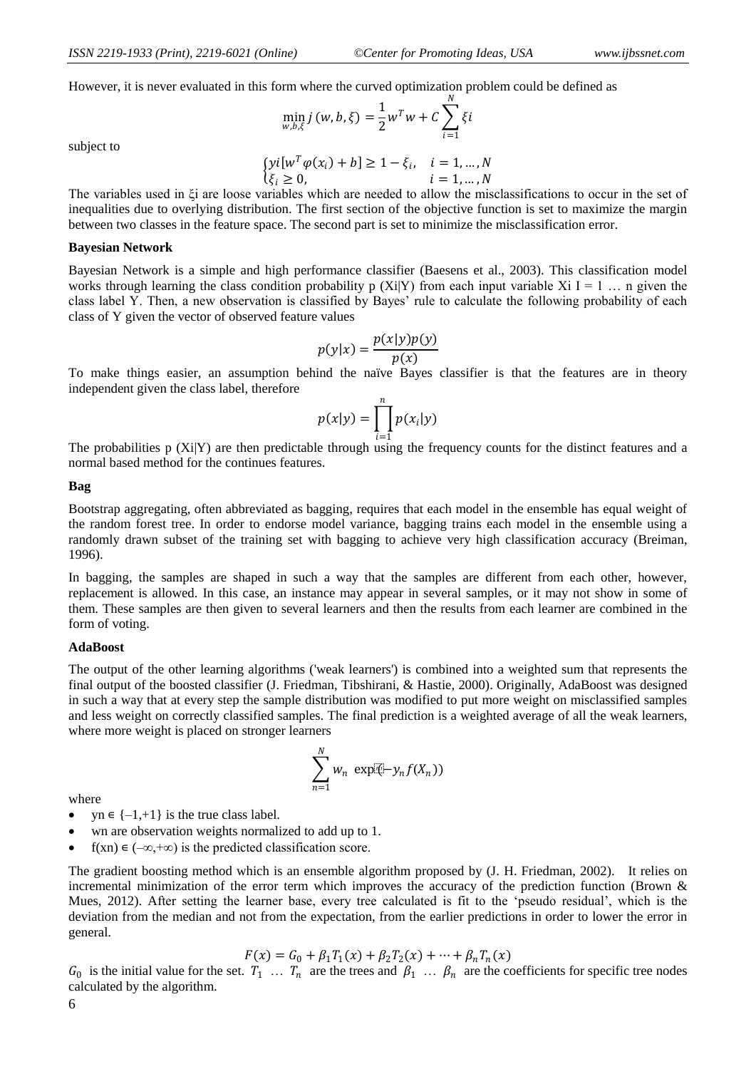However, it is never evaluated in this form where the curved optimization problem could be defined as

$$\min_{w,b,\xi} j(w,b,\xi) = \frac{1}{2}w^T w + C\sum_{i=1}^{N} \xi i$$

subject to

$$\begin{cases} yi[w^T \varphi(x_i) + b] \geq 1 - \xi_i, & i = 1, \dots, N \\ \xi_i \geq 0, & i = 1, \dots, N \end{cases}$$

The variables used in ξi are loose variables which are needed to allow the misclassifications to occur in the set of inequalities due to overlying distribution. The first section of the objective function is set to maximize the margin between two classes in the feature space. The second part is set to minimize the misclassification error.

**Bayesian Network**

Bayesian Network is a simple and high performance classifier (Baesens et al., 2003). This classification model works through learning the class condition probability p (Xi|Y) from each input variable Xi I = 1 … n given the class label Y. Then, a new observation is classified by Bayes' rule to calculate the following probability of each class of Y given the vector of observed feature values

$$p(y|x) = \frac{p(x|y)p(y)}{p(x)}$$

To make things easier, an assumption behind the naïve Bayes classifier is that the features are in theory independent given the class label, therefore

$$p(x|y) = \prod_{i=1}^{n} p(x_i|y)$$

The probabilities p (Xi|Y) are then predictable through using the frequency counts for the distinct features and a normal based method for the continues features.

**Bag**

Bootstrap aggregating, often abbreviated as bagging, requires that each model in the ensemble has equal weight of the random forest tree. In order to endorse model variance, bagging trains each model in the ensemble using a randomly drawn subset of the training set with bagging to achieve very high classification accuracy (Breiman, 1996).

In bagging, the samples are shaped in such a way that the samples are different from each other, however, replacement is allowed. In this case, an instance may appear in several samples, or it may not show in some of them. These samples are then given to several learners and then the results from each learner are combined in the form of voting.

**AdaBoost**

The output of the other learning algorithms ('weak learners') is combined into a weighted sum that represents the final output of the boosted classifier (J. Friedman, Tibshirani, & Hastie, 2000). Originally, AdaBoost was designed in such a way that at every step the sample distribution was modified to put more weight on misclassified samples and less weight on correctly classified samples. The final prediction is a weighted average of all the weak learners, where more weight is placed on stronger learners

$$\sum_{n=1}^{N} w_n \exp(-y_n f(X_n))$$

where

- $y_n \in \{-1,+1\}$ is the true class label.
- $w_n$ are observation weights normalized to add up to 1.
- $f(x_n) \in (-\infty,+\infty)$ is the predicted classification score.

The gradient boosting method which is an ensemble algorithm proposed by (J. H. Friedman, 2002). It relies on incremental minimization of the error term which improves the accuracy of the prediction function (Brown & Mues, 2012). After setting the learner base, every tree calculated is fit to the 'pseudo residual', which is the deviation from the median and not from the expectation, from the earlier predictions in order to lower the error in general.

$$F(x) = G_0 + \beta_1 T_1(x) + \beta_2 T_2(x) + \cdots + \beta_n T_n(x)$$

$G_0$ is the initial value for the set. $T_1 \ \dots \ T_n$ are the trees and $\beta_1 \ \dots \ \beta_n$ are the coefficients for specific tree nodes calculated by the algorithm.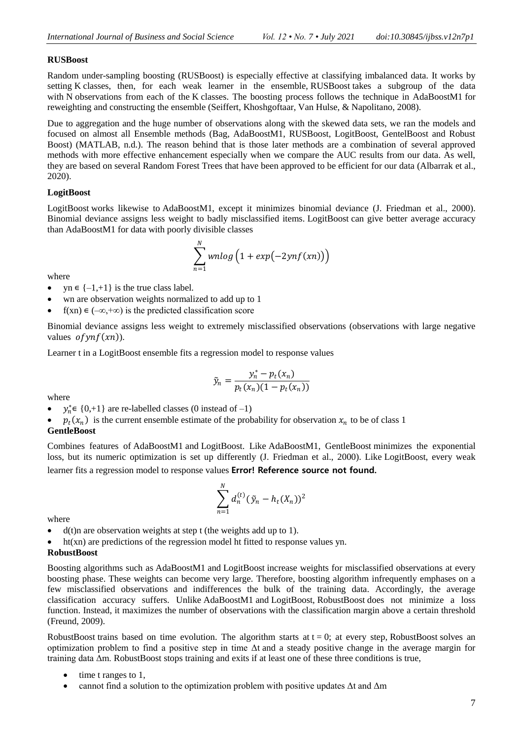**RUSBoost**

Random under-sampling boosting (RUSBoost) is especially effective at classifying imbalanced data. It works by setting K classes, then, for each weak learner in the ensemble, RUSBoost takes a subgroup of the data with N observations from each of the K classes. The boosting process follows the technique in AdaBoostM1 for reweighting and constructing the ensemble (Seiffert, Khoshgoftaar, Van Hulse, & Napolitano, 2008).

Due to aggregation and the huge number of observations along with the skewed data sets, we ran the models and focused on almost all Ensemble methods (Bag, AdaBoostM1, RUSBoost, LogitBoost, GentelBoost and Robust Boost) (MATLAB, n.d.). The reason behind that is those later methods are a combination of several approved methods with more effective enhancement especially when we compare the AUC results from our data. As well, they are based on several Random Forest Trees that have been approved to be efficient for our data (Albarrak et al., 2020).

**LogitBoost**

LogitBoost works likewise to AdaBoostM1, except it minimizes binomial deviance (J. Friedman et al., 2000). Binomial deviance assigns less weight to badly misclassified items. LogitBoost can give better average accuracy than AdaBoostM1 for data with poorly divisible classes

$$\sum_{n=1}^{N} wnlog\left(1 + exp\left(-2ynf(xn)\right)\right)$$

where

- yn ∈ {–1,+1} is the true class label.
- wn are observation weights normalized to add up to 1
- f(xn) ∈ (–∞,+∞) is the predicted classification score

Binomial deviance assigns less weight to extremely misclassified observations (observations with large negative values $of ynf(xn)$).

Learner t in a LogitBoost ensemble fits a regression model to response values

$$\tilde{y}_n = \frac{y_n^* - p_t(x_n)}{p_t(x_n)(1 - p_t(x_n))}$$

where

- $y_n^* \in \{0,+1\}$ are re-labelled classes (0 instead of –1)
- $p_t(x_n)$ is the current ensemble estimate of the probability for observation $x_n$ to be of class 1

**GentleBoost**

Combines features of AdaBoostM1 and LogitBoost. Like AdaBoostM1, GentleBoost minimizes the exponential loss, but its numeric optimization is set up differently (J. Friedman et al., 2000). Like LogitBoost, every weak learner fits a regression model to response values **Error! Reference source not found.**

$$\sum_{n=1}^{N} d_n^{(t)} (\tilde{y}_n - h_t(X_n))^2$$

where

- d(t)n are observation weights at step t (the weights add up to 1).
- ht(xn) are predictions of the regression model ht fitted to response values yn.

**RobustBoost**

Boosting algorithms such as AdaBoostM1 and LogitBoost increase weights for misclassified observations at every boosting phase. These weights can become very large. Therefore, boosting algorithm infrequently emphases on a few misclassified observations and indifferences the bulk of the training data. Accordingly, the average classification accuracy suffers. Unlike AdaBoostM1 and LogitBoost, RobustBoost does not minimize a loss function. Instead, it maximizes the number of observations with the classification margin above a certain threshold (Freund, 2009).

RobustBoost trains based on time evolution. The algorithm starts at t = 0; at every step, RobustBoost solves an optimization problem to find a positive step in time Δt and a steady positive change in the average margin for training data Δm. RobustBoost stops training and exits if at least one of these three conditions is true,

- time t ranges to 1,
- cannot find a solution to the optimization problem with positive updates Δt and Δm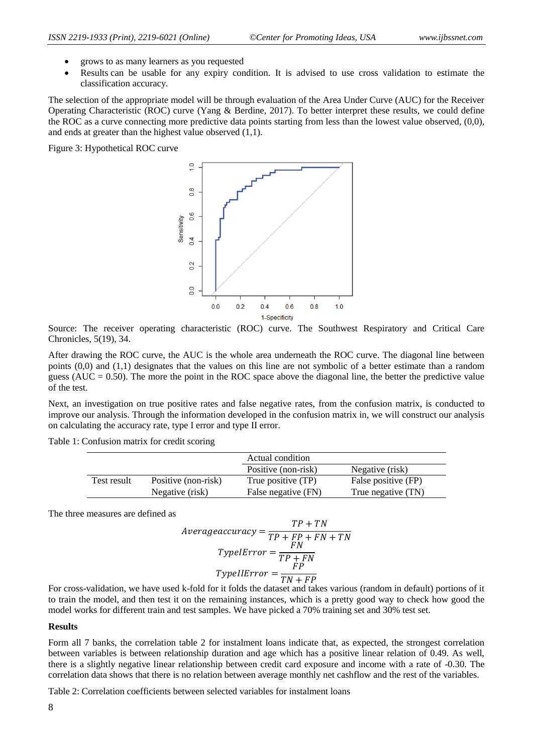- grows to as many learners as you requested
- Results can be usable for any expiry condition. It is advised to use cross validation to estimate the classification accuracy.

The selection of the appropriate model will be through evaluation of the Area Under Curve (AUC) for the Receiver Operating Characteristic (ROC) curve (Yang & Berdine, 2017). To better interpret these results, we could define the ROC as a curve connecting more predictive data points starting from less than the lowest value observed, (0,0), and ends at greater than the highest value observed (1,1).

Figure 3: Hypothetical ROC curve

Source: The receiver operating characteristic (ROC) curve. The Southwest Respiratory and Critical Care Chronicles, 5(19), 34.

After drawing the ROC curve, the AUC is the whole area underneath the ROC curve. The diagonal line between points (0,0) and (1,1) designates that the values on this line are not symbolic of a better estimate than a random guess (AUC = 0.50). The more the point in the ROC space above the diagonal line, the better the predictive value of the test.

Next, an investigation on true positive rates and false negative rates, from the confusion matrix, is conducted to improve our analysis. Through the information developed in the confusion matrix in, we will construct our analysis on calculating the accuracy rate, type I error and type II error.

Table 1: Confusion matrix for credit scoring

| | | Actual condition | |
|---|---|---|---|
| | | Positive (non-risk) | Negative (risk) |
| Test result | Positive (non-risk) | True positive (TP) | False positive (FP) |
| | Negative (risk) | False negative (FN) | True negative (TN) |

The three measures are defined as

$$Average accuracy = \frac{TP + TN}{TP + FP + FN + TN}$$

$$TypeIError = \frac{FN}{TP + FN}$$

$$TypeIIError = \frac{FP}{TN + FP}$$

For cross-validation, we have used k-fold for it folds the dataset and takes various (random in default) portions of it to train the model, and then test it on the remaining instances, which is a pretty good way to check how good the model works for different train and test samples. We have picked a 70% training set and 30% test set.

**Results**

Form all 7 banks, the correlation table 2 for instalment loans indicate that, as expected, the strongest correlation between variables is between relationship duration and age which has a positive linear relation of 0.49. As well, there is a slightly negative linear relationship between credit card exposure and income with a rate of -0.30. The correlation data shows that there is no relation between average monthly net cashflow and the rest of the variables.

Table 2: Correlation coefficients between selected variables for instalment loans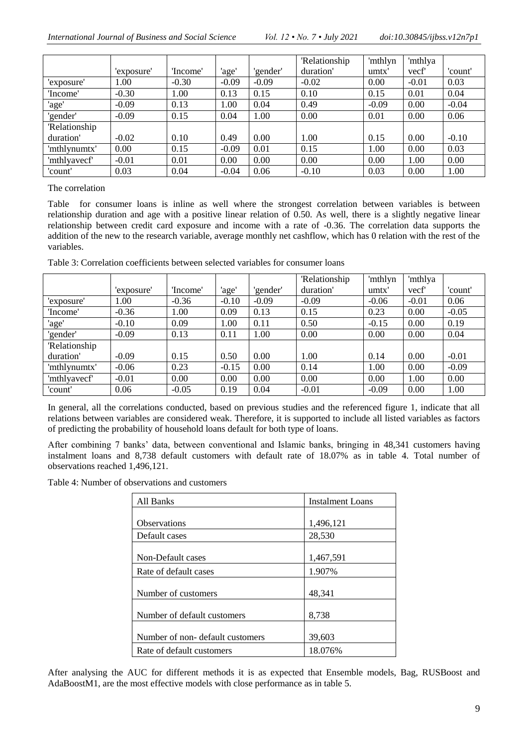|  | 'exposure' | 'Income' | 'age' | 'gender' | 'Relationship duration' | 'mthlynumtx' | 'mthlyavecf' | 'count' |
|---|---|---|---|---|---|---|---|---|
| 'exposure' | 1.00 | -0.30 | -0.09 | -0.09 | -0.02 | 0.00 | -0.01 | 0.03 |
| 'Income' | -0.30 | 1.00 | 0.13 | 0.15 | 0.10 | 0.15 | 0.01 | 0.04 |
| 'age' | -0.09 | 0.13 | 1.00 | 0.04 | 0.49 | -0.09 | 0.00 | -0.04 |
| 'gender' | -0.09 | 0.15 | 0.04 | 1.00 | 0.00 | 0.01 | 0.00 | 0.06 |
| 'Relationship duration' | -0.02 | 0.10 | 0.49 | 0.00 | 1.00 | 0.15 | 0.00 | -0.10 |
| 'mthlynumtx' | 0.00 | 0.15 | -0.09 | 0.01 | 0.15 | 1.00 | 0.00 | 0.03 |
| 'mthlyavecf' | -0.01 | 0.01 | 0.00 | 0.00 | 0.00 | 0.00 | 1.00 | 0.00 |
| 'count' | 0.03 | 0.04 | -0.04 | 0.06 | -0.10 | 0.03 | 0.00 | 1.00 |

The correlation

Table for consumer loans is inline as well where the strongest correlation between variables is between relationship duration and age with a positive linear relation of 0.50. As well, there is a slightly negative linear relationship between credit card exposure and income with a rate of -0.36. The correlation data supports the addition of the new to the research variable, average monthly net cashflow, which has 0 relation with the rest of the variables.

Table 3: Correlation coefficients between selected variables for consumer loans

|  | 'exposure' | 'Income' | 'age' | 'gender' | 'Relationship duration' | 'mthlynumtx' | 'mthlyavecf' | 'count' |
|---|---|---|---|---|---|---|---|---|
| 'exposure' | 1.00 | -0.36 | -0.10 | -0.09 | -0.09 | -0.06 | -0.01 | 0.06 |
| 'Income' | -0.36 | 1.00 | 0.09 | 0.13 | 0.15 | 0.23 | 0.00 | -0.05 |
| 'age' | -0.10 | 0.09 | 1.00 | 0.11 | 0.50 | -0.15 | 0.00 | 0.19 |
| 'gender' | -0.09 | 0.13 | 0.11 | 1.00 | 0.00 | 0.00 | 0.00 | 0.04 |
| 'Relationship duration' | -0.09 | 0.15 | 0.50 | 0.00 | 1.00 | 0.14 | 0.00 | -0.01 |
| 'mthlynumtx' | -0.06 | 0.23 | -0.15 | 0.00 | 0.14 | 1.00 | 0.00 | -0.09 |
| 'mthlyavecf' | -0.01 | 0.00 | 0.00 | 0.00 | 0.00 | 0.00 | 1.00 | 0.00 |
| 'count' | 0.06 | -0.05 | 0.19 | 0.04 | -0.01 | -0.09 | 0.00 | 1.00 |

In general, all the correlations conducted, based on previous studies and the referenced figure 1, indicate that all relations between variables are considered weak. Therefore, it is supported to include all listed variables as factors of predicting the probability of household loans default for both type of loans.

After combining 7 banks' data, between conventional and Islamic banks, bringing in 48,341 customers having instalment loans and 8,738 default customers with default rate of 18.07% as in table 4. Total number of observations reached 1,496,121.

Table 4: Number of observations and customers

| All Banks | Instalment Loans |
|---|---|
| Observations | 1,496,121 |
| Default cases | 28,530 |
| Non-Default cases | 1,467,591 |
| Rate of default cases | 1.907% |
| Number of customers | 48,341 |
| Number of default customers | 8,738 |
| Number of non- default customers | 39,603 |
| Rate of default customers | 18.076% |

After analysing the AUC for different methods it is as expected that Ensemble models, Bag, RUSBoost and AdaBoostM1, are the most effective models with close performance as in table 5.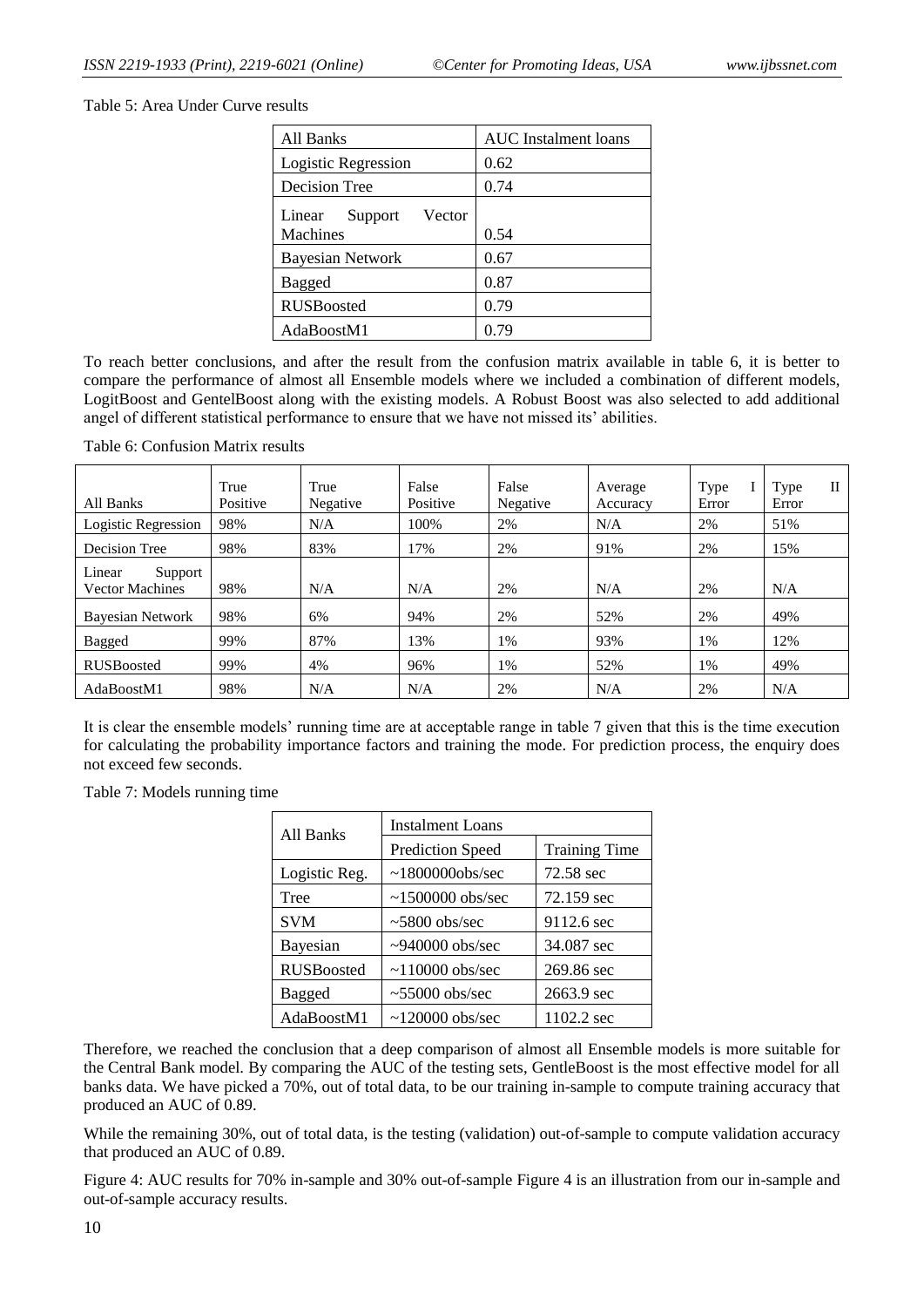Table 5: Area Under Curve results

| All Banks | AUC Instalment loans |
|---|---|
| Logistic Regression | 0.62 |
| Decision Tree | 0.74 |
| Linear Support Vector Machines | 0.54 |
| Bayesian Network | 0.67 |
| Bagged | 0.87 |
| RUSBoosted | 0.79 |
| AdaBoostM1 | 0.79 |

To reach better conclusions, and after the result from the confusion matrix available in table 6, it is better to compare the performance of almost all Ensemble models where we included a combination of different models, LogitBoost and GentelBoost along with the existing models. A Robust Boost was also selected to add additional angel of different statistical performance to ensure that we have not missed its' abilities.

Table 6: Confusion Matrix results

| All Banks | True Positive | True Negative | False Positive | False Negative | Average Accuracy | Type I Error | Type II Error |
|---|---|---|---|---|---|---|---|
| Logistic Regression | 98% | N/A | 100% | 2% | N/A | 2% | 51% |
| Decision Tree | 98% | 83% | 17% | 2% | 91% | 2% | 15% |
| Linear Support Vector Machines | 98% | N/A | N/A | 2% | N/A | 2% | N/A |
| Bayesian Network | 98% | 6% | 94% | 2% | 52% | 2% | 49% |
| Bagged | 99% | 87% | 13% | 1% | 93% | 1% | 12% |
| RUSBoosted | 99% | 4% | 96% | 1% | 52% | 1% | 49% |
| AdaBoostM1 | 98% | N/A | N/A | 2% | N/A | 2% | N/A |

It is clear the ensemble models' running time are at acceptable range in table 7 given that this is the time execution for calculating the probability importance factors and training the mode. For prediction process, the enquiry does not exceed few seconds.

Table 7: Models running time

| All Banks | Instalment Loans | |
|---|---|---|
| | Prediction Speed | Training Time |
| Logistic Reg. | ~1800000obs/sec | 72.58 sec |
| Tree | ~1500000 obs/sec | 72.159 sec |
| SVM | ~5800 obs/sec | 9112.6 sec |
| Bayesian | ~940000 obs/sec | 34.087 sec |
| RUSBoosted | ~110000 obs/sec | 269.86 sec |
| Bagged | ~55000 obs/sec | 2663.9 sec |
| AdaBoostM1 | ~120000 obs/sec | 1102.2 sec |

Therefore, we reached the conclusion that a deep comparison of almost all Ensemble models is more suitable for the Central Bank model. By comparing the AUC of the testing sets, GentleBoost is the most effective model for all banks data. We have picked a 70%, out of total data, to be our training in-sample to compute training accuracy that produced an AUC of 0.89.

While the remaining 30%, out of total data, is the testing (validation) out-of-sample to compute validation accuracy that produced an AUC of 0.89.

Figure 4: AUC results for 70% in-sample and 30% out-of-sample Figure 4 is an illustration from our in-sample and out-of-sample accuracy results.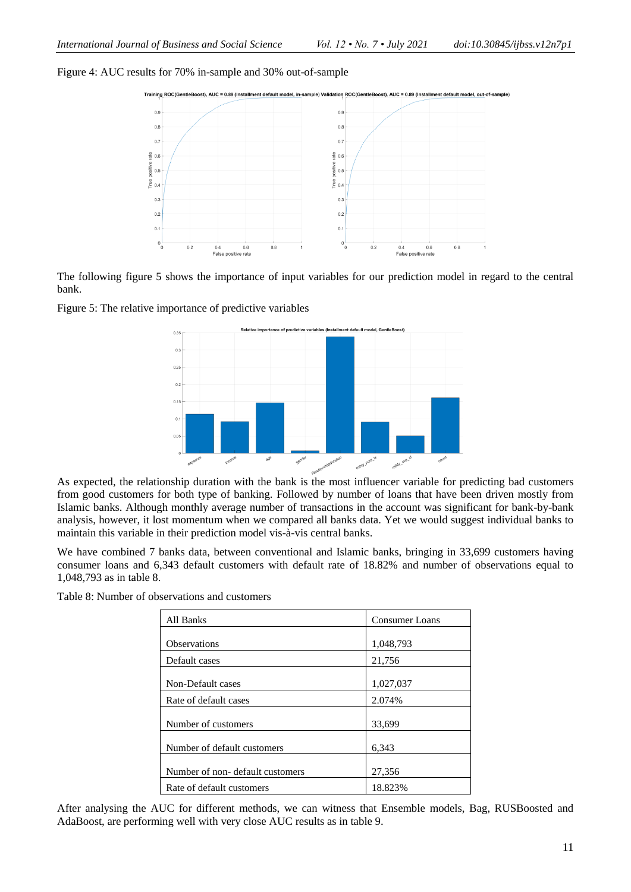Figure 4: AUC results for 70% in-sample and 30% out-of-sample

The following figure 5 shows the importance of input variables for our prediction model in regard to the central bank.

Figure 5: The relative importance of predictive variables

As expected, the relationship duration with the bank is the most influencer variable for predicting bad customers from good customers for both type of banking. Followed by number of loans that have been driven mostly from Islamic banks. Although monthly average number of transactions in the account was significant for bank-by-bank analysis, however, it lost momentum when we compared all banks data. Yet we would suggest individual banks to maintain this variable in their prediction model vis-à-vis central banks.

We have combined 7 banks data, between conventional and Islamic banks, bringing in 33,699 customers having consumer loans and 6,343 default customers with default rate of 18.82% and number of observations equal to 1,048,793 as in table 8.

Table 8: Number of observations and customers

| All Banks | Consumer Loans |
|---|---|
| Observations | 1,048,793 |
| Default cases | 21,756 |
| Non-Default cases | 1,027,037 |
| Rate of default cases | 2.074% |
| Number of customers | 33,699 |
| Number of default customers | 6,343 |
| Number of non- default customers | 27,356 |
| Rate of default customers | 18.823% |

After analysing the AUC for different methods, we can witness that Ensemble models, Bag, RUSBoosted and AdaBoost, are performing well with very close AUC results as in table 9.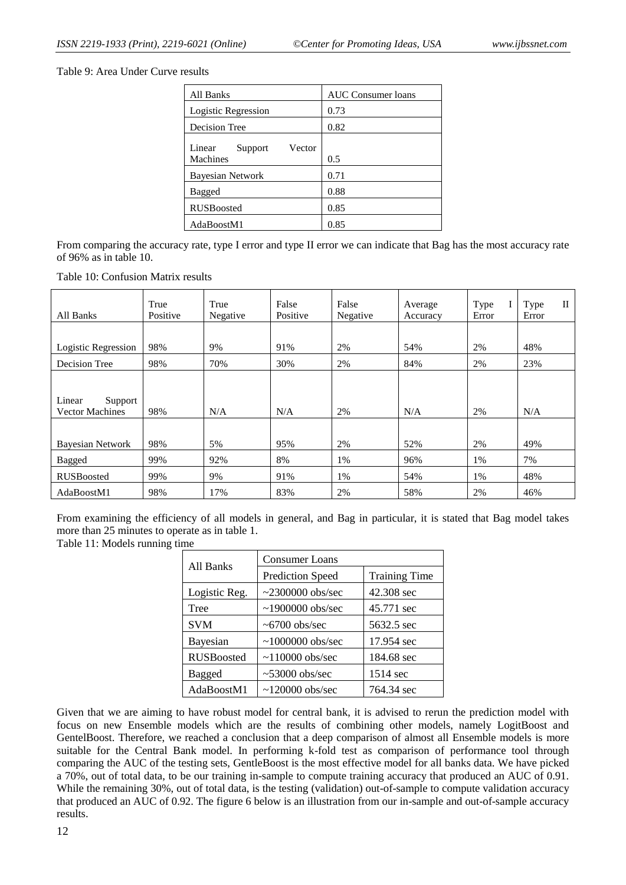Table 9: Area Under Curve results

| All Banks | AUC Consumer loans |
| --- | --- |
| Logistic Regression | 0.73 |
| Decision Tree | 0.82 |
| Linear Support Vector Machines | 0.5 |
| Bayesian Network | 0.71 |
| Bagged | 0.88 |
| RUSBoosted | 0.85 |
| AdaBoostM1 | 0.85 |

From comparing the accuracy rate, type I error and type II error we can indicate that Bag has the most accuracy rate of 96% as in table 10.

Table 10: Confusion Matrix results

| All Banks | True Positive | True Negative | False Positive | False Negative | Average Accuracy | Type I Error | Type II Error |
| --- | --- | --- | --- | --- | --- | --- | --- |
| Logistic Regression | 98% | 9% | 91% | 2% | 54% | 2% | 48% |
| Decision Tree | 98% | 70% | 30% | 2% | 84% | 2% | 23% |
| Linear Support Vector Machines | 98% | N/A | N/A | 2% | N/A | 2% | N/A |
| Bayesian Network | 98% | 5% | 95% | 2% | 52% | 2% | 49% |
| Bagged | 99% | 92% | 8% | 1% | 96% | 1% | 7% |
| RUSBoosted | 99% | 9% | 91% | 1% | 54% | 1% | 48% |
| AdaBoostM1 | 98% | 17% | 83% | 2% | 58% | 2% | 46% |

From examining the efficiency of all models in general, and Bag in particular, it is stated that Bag model takes more than 25 minutes to operate as in table 1.

Table 11: Models running time

| All Banks | Consumer Loans | |
| --- | --- | --- |
| | Prediction Speed | Training Time |
| Logistic Reg. | ~2300000 obs/sec | 42.308 sec |
| Tree | ~1900000 obs/sec | 45.771 sec |
| SVM | ~6700 obs/sec | 5632.5 sec |
| Bayesian | ~1000000 obs/sec | 17.954 sec |
| RUSBoosted | ~110000 obs/sec | 184.68 sec |
| Bagged | ~53000 obs/sec | 1514 sec |
| AdaBoostM1 | ~120000 obs/sec | 764.34 sec |

Given that we are aiming to have robust model for central bank, it is advised to rerun the prediction model with focus on new Ensemble models which are the results of combining other models, namely LogitBoost and GentelBoost. Therefore, we reached a conclusion that a deep comparison of almost all Ensemble models is more suitable for the Central Bank model. In performing k-fold test as comparison of performance tool through comparing the AUC of the testing sets, GentleBoost is the most effective model for all banks data. We have picked a 70%, out of total data, to be our training in-sample to compute training accuracy that produced an AUC of 0.91. While the remaining 30%, out of total data, is the testing (validation) out-of-sample to compute validation accuracy that produced an AUC of 0.92. The figure 6 below is an illustration from our in-sample and out-of-sample accuracy results.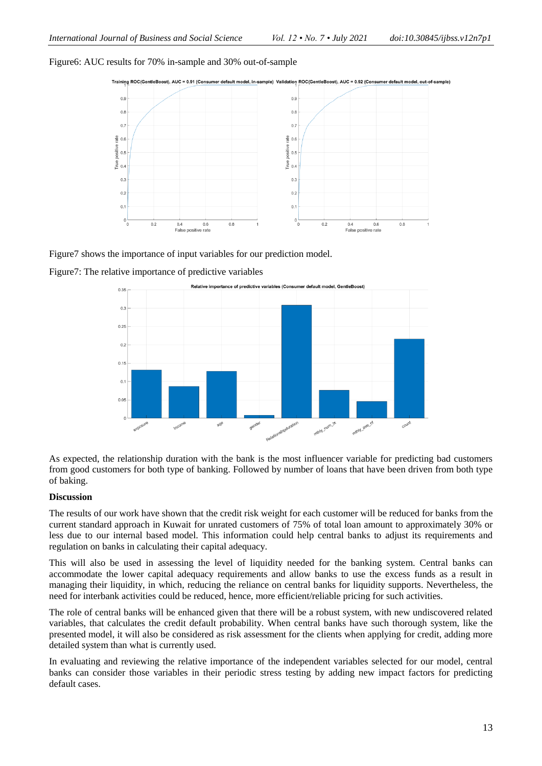Figure6: AUC results for 70% in-sample and 30% out-of-sample

Figure7 shows the importance of input variables for our prediction model.

Figure7: The relative importance of predictive variables

As expected, the relationship duration with the bank is the most influencer variable for predicting bad customers from good customers for both type of banking. Followed by number of loans that have been driven from both type of baking.

**Discussion**

The results of our work have shown that the credit risk weight for each customer will be reduced for banks from the current standard approach in Kuwait for unrated customers of 75% of total loan amount to approximately 30% or less due to our internal based model. This information could help central banks to adjust its requirements and regulation on banks in calculating their capital adequacy.

This will also be used in assessing the level of liquidity needed for the banking system. Central banks can accommodate the lower capital adequacy requirements and allow banks to use the excess funds as a result in managing their liquidity, in which, reducing the reliance on central banks for liquidity supports. Nevertheless, the need for interbank activities could be reduced, hence, more efficient/reliable pricing for such activities.

The role of central banks will be enhanced given that there will be a robust system, with new undiscovered related variables, that calculates the credit default probability. When central banks have such thorough system, like the presented model, it will also be considered as risk assessment for the clients when applying for credit, adding more detailed system than what is currently used.

In evaluating and reviewing the relative importance of the independent variables selected for our model, central banks can consider those variables in their periodic stress testing by adding new impact factors for predicting default cases.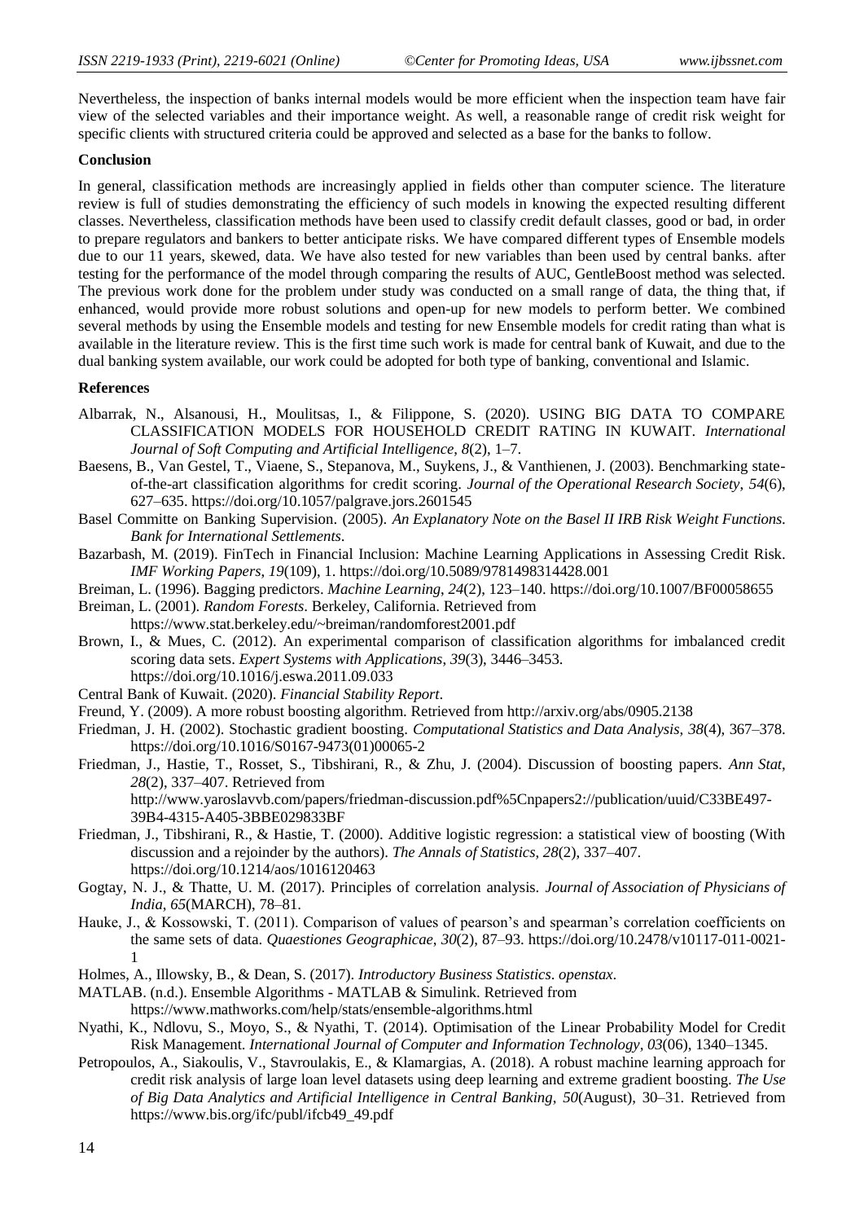Nevertheless, the inspection of banks internal models would be more efficient when the inspection team have fair view of the selected variables and their importance weight. As well, a reasonable range of credit risk weight for specific clients with structured criteria could be approved and selected as a base for the banks to follow.

## Conclusion

In general, classification methods are increasingly applied in fields other than computer science. The literature review is full of studies demonstrating the efficiency of such models in knowing the expected resulting different classes. Nevertheless, classification methods have been used to classify credit default classes, good or bad, in order to prepare regulators and bankers to better anticipate risks. We have compared different types of Ensemble models due to our 11 years, skewed, data. We have also tested for new variables than been used by central banks. after testing for the performance of the model through comparing the results of AUC, GentleBoost method was selected. The previous work done for the problem under study was conducted on a small range of data, the thing that, if enhanced, would provide more robust solutions and open-up for new models to perform better. We combined several methods by using the Ensemble models and testing for new Ensemble models for credit rating than what is available in the literature review. This is the first time such work is made for central bank of Kuwait, and due to the dual banking system available, our work could be adopted for both type of banking, conventional and Islamic.

## References

Albarrak, N., Alsanousi, H., Moulitsas, I., & Filippone, S. (2020). USING BIG DATA TO COMPARE CLASSIFICATION MODELS FOR HOUSEHOLD CREDIT RATING IN KUWAIT. *International Journal of Soft Computing and Artificial Intelligence*, *8*(2), 1–7.

Baesens, B., Van Gestel, T., Viaene, S., Stepanova, M., Suykens, J., & Vanthienen, J. (2003). Benchmarking state-of-the-art classification algorithms for credit scoring. *Journal of the Operational Research Society*, *54*(6), 627–635. https://doi.org/10.1057/palgrave.jors.2601545

Basel Committe on Banking Supervision. (2005). *An Explanatory Note on the Basel II IRB Risk Weight Functions. Bank for International Settlements.*

Bazarbash, M. (2019). FinTech in Financial Inclusion: Machine Learning Applications in Assessing Credit Risk. *IMF Working Papers*, *19*(109), 1. https://doi.org/10.5089/9781498314428.001

Breiman, L. (1996). Bagging predictors. *Machine Learning*, *24*(2), 123–140. https://doi.org/10.1007/BF00058655

Breiman, L. (2001). *Random Forests*. Berkeley, California. Retrieved from https://www.stat.berkeley.edu/~breiman/randomforest2001.pdf

Brown, I., & Mues, C. (2012). An experimental comparison of classification algorithms for imbalanced credit scoring data sets. *Expert Systems with Applications*, *39*(3), 3446–3453. https://doi.org/10.1016/j.eswa.2011.09.033

Central Bank of Kuwait. (2020). *Financial Stability Report*.

Freund, Y. (2009). A more robust boosting algorithm. Retrieved from http://arxiv.org/abs/0905.2138

Friedman, J. H. (2002). Stochastic gradient boosting. *Computational Statistics and Data Analysis*, *38*(4), 367–378. https://doi.org/10.1016/S0167-9473(01)00065-2

Friedman, J., Hastie, T., Rosset, S., Tibshirani, R., & Zhu, J. (2004). Discussion of boosting papers. *Ann Stat*, *28*(2), 337–407. Retrieved from http://www.yaroslavvb.com/papers/friedman-discussion.pdf%5Cnpapers2://publication/uuid/C33BE497-39B4-4315-A405-3BBE029833BF

Friedman, J., Tibshirani, R., & Hastie, T. (2000). Additive logistic regression: a statistical view of boosting (With discussion and a rejoinder by the authors). *The Annals of Statistics*, *28*(2), 337–407. https://doi.org/10.1214/aos/1016120463

Gogtay, N. J., & Thatte, U. M. (2017). Principles of correlation analysis. *Journal of Association of Physicians of India*, *65*(MARCH), 78–81.

Hauke, J., & Kossowski, T. (2011). Comparison of values of pearson's and spearman's correlation coefficients on the same sets of data. *Quaestiones Geographicae*, *30*(2), 87–93. https://doi.org/10.2478/v10117-011-0021-1

Holmes, A., Illowsky, B., & Dean, S. (2017). *Introductory Business Statistics*. *openstax*.

MATLAB. (n.d.). Ensemble Algorithms - MATLAB & Simulink. Retrieved from https://www.mathworks.com/help/stats/ensemble-algorithms.html

Nyathi, K., Ndlovu, S., Moyo, S., & Nyathi, T. (2014). Optimisation of the Linear Probability Model for Credit Risk Management. *International Journal of Computer and Information Technology*, *03*(06), 1340–1345.

Petropoulos, A., Siakoulis, V., Stavroulakis, E., & Klamargias, A. (2018). A robust machine learning approach for credit risk analysis of large loan level datasets using deep learning and extreme gradient boosting. *The Use of Big Data Analytics and Artificial Intelligence in Central Banking*, *50*(August), 30–31. Retrieved from https://www.bis.org/ifc/publ/ifcb49_49.pdf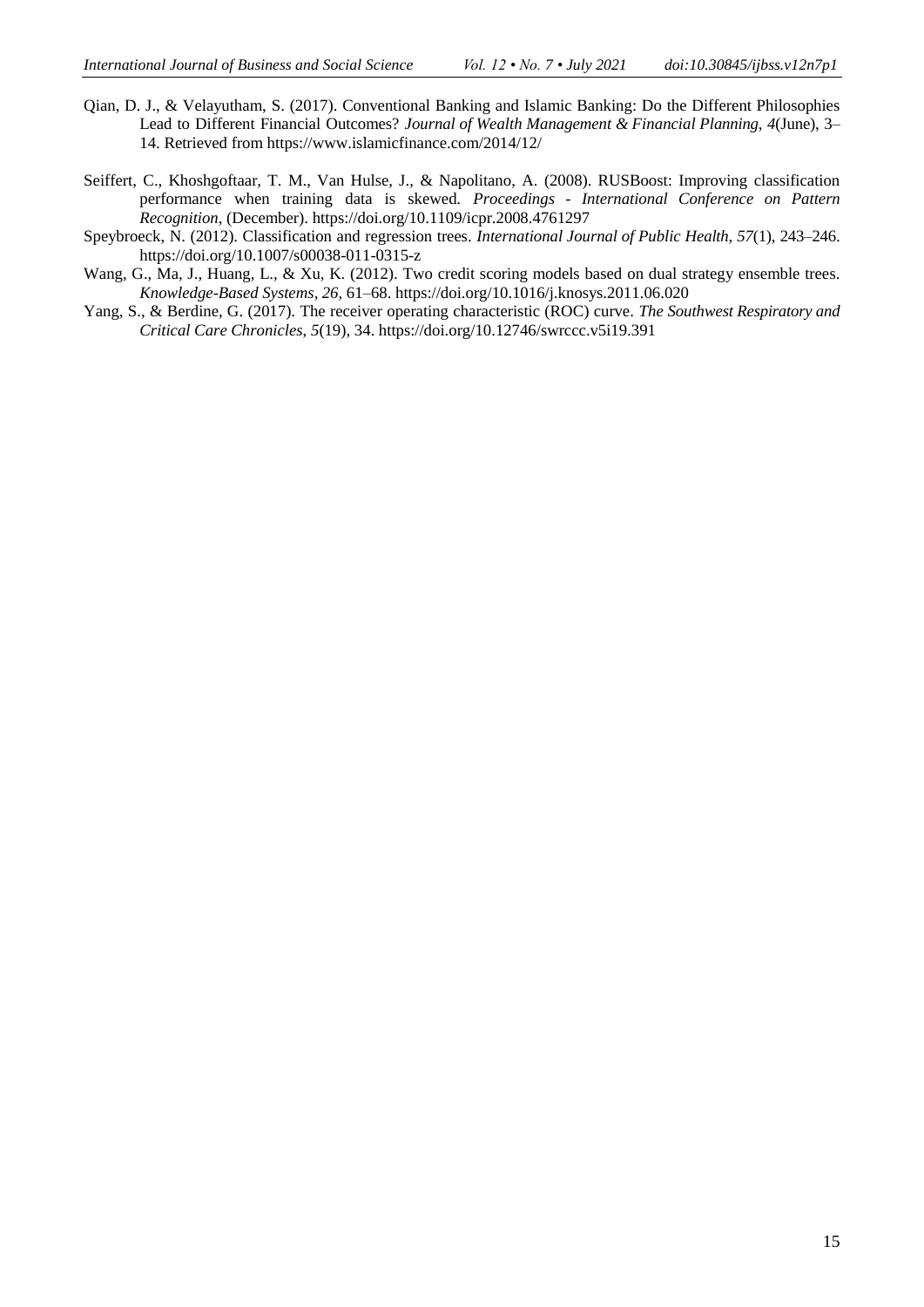Qian, D. J., & Velayutham, S. (2017). Conventional Banking and Islamic Banking: Do the Different Philosophies Lead to Different Financial Outcomes? *Journal of Wealth Management & Financial Planning*, *4*(June), 3–14. Retrieved from https://www.islamicfinance.com/2014/12/

Seiffert, C., Khoshgoftaar, T. M., Van Hulse, J., & Napolitano, A. (2008). RUSBoost: Improving classification performance when training data is skewed. *Proceedings - International Conference on Pattern Recognition*, (December). https://doi.org/10.1109/icpr.2008.4761297

Speybroeck, N. (2012). Classification and regression trees. *International Journal of Public Health*, *57*(1), 243–246. https://doi.org/10.1007/s00038-011-0315-z

Wang, G., Ma, J., Huang, L., & Xu, K. (2012). Two credit scoring models based on dual strategy ensemble trees. *Knowledge-Based Systems*, *26*, 61–68. https://doi.org/10.1016/j.knosys.2011.06.020

Yang, S., & Berdine, G. (2017). The receiver operating characteristic (ROC) curve. *The Southwest Respiratory and Critical Care Chronicles*, *5*(19), 34. https://doi.org/10.12746/swrccc.v5i19.391